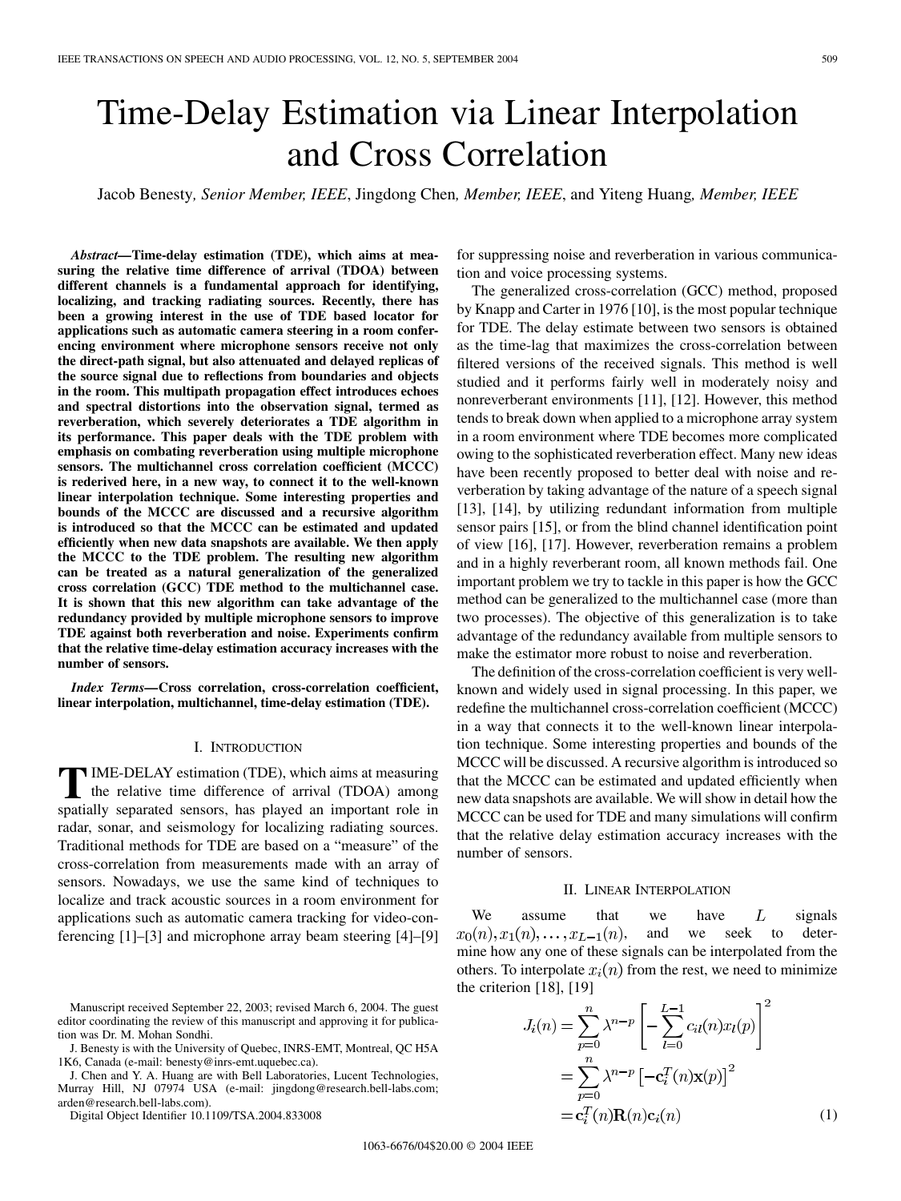# Time-Delay Estimation via Linear Interpolation and Cross Correlation

Jacob Benesty, *Senior Member, IEEE*, Jingdong Chen, *Member, IEEE*, and Yiteng Huang, *Member, IEEE*

***Abstract*—Time-delay estimation (TDE), which aims at measuring the relative time difference of arrival (TDOA) between different channels is a fundamental approach for identifying, localizing, and tracking radiating sources. Recently, there has been a growing interest in the use of TDE based locator for applications such as automatic camera steering in a room conferencing environment where microphone sensors receive not only the direct-path signal, but also attenuated and delayed replicas of the source signal due to reflections from boundaries and objects in the room. This multipath propagation effect introduces echoes and spectral distortions into the observation signal, termed as reverberation, which severely deteriorates a TDE algorithm in its performance. This paper deals with the TDE problem with emphasis on combating reverberation using multiple microphone sensors. The multichannel cross correlation coefficient (MCCC) is rederived here, in a new way, to connect it to the well-known linear interpolation technique. Some interesting properties and bounds of the MCCC are discussed and a recursive algorithm is introduced so that the MCCC can be estimated and updated efficiently when new data snapshots are available. We then apply the MCCC to the TDE problem. The resulting new algorithm can be treated as a natural generalization of the generalized cross correlation (GCC) TDE method to the multichannel case. It is shown that this new algorithm can take advantage of the redundancy provided by multiple microphone sensors to improve TDE against both reverberation and noise. Experiments confirm that the relative time-delay estimation accuracy increases with the number of sensors.**

***Index Terms*—Cross correlation, cross-correlation coefficient, linear interpolation, multichannel, time-delay estimation (TDE).**

## I. Introduction

TIME-DELAY estimation (TDE), which aims at measuring the relative time difference of arrival (TDOA) among spatially separated sensors, has played an important role in radar, sonar, and seismology for localizing radiating sources. Traditional methods for TDE are based on a "measure" of the cross-correlation from measurements made with an array of sensors. Nowadays, we use the same kind of techniques to localize and track acoustic sources in a room environment for applications such as automatic camera tracking for video-conferencing [1]–[3] and microphone array beam steering [4]–[9] for suppressing noise and reverberation in various communication and voice processing systems.

The generalized cross-correlation (GCC) method, proposed by Knapp and Carter in 1976 [10], is the most popular technique for TDE. The delay estimate between two sensors is obtained as the time-lag that maximizes the cross-correlation between filtered versions of the received signals. This method is well studied and it performs fairly well in moderately noisy and nonreverberant environments [11], [12]. However, this method tends to break down when applied to a microphone array system in a room environment where TDE becomes more complicated owing to the sophisticated reverberation effect. Many new ideas have been recently proposed to better deal with noise and reverberation by taking advantage of the nature of a speech signal [13], [14], by utilizing redundant information from multiple sensor pairs [15], or from the blind channel identification point of view [16], [17]. However, reverberation remains a problem and in a highly reverberant room, all known methods fail. One important problem we try to tackle in this paper is how the GCC method can be generalized to the multichannel case (more than two processes). The objective of this generalization is to take advantage of the redundancy available from multiple sensors to make the estimator more robust to noise and reverberation.

The definition of the cross-correlation coefficient is very well-known and widely used in signal processing. In this paper, we redefine the multichannel cross-correlation coefficient (MCCC) in a way that connects it to the well-known linear interpolation technique. Some interesting properties and bounds of the MCCC will be discussed. A recursive algorithm is introduced so that the MCCC can be estimated and updated efficiently when new data snapshots are available. We will show in detail how the MCCC can be used for TDE and many simulations will confirm that the relative delay estimation accuracy increases with the number of sensors.

## II. Linear Interpolation

We assume that we have $L$ signals $x_0(n), x_1(n), \ldots, x_{L-1}(n)$, and we seek to determine how any one of these signals can be interpolated from the others. To interpolate $x_i(n)$ from the rest, we need to minimize the criterion [18], [19]

$$
\begin{aligned}
J_i(n) &= \sum_{p=0}^{n} \lambda^{n-p} \left[ -\sum_{l=0}^{L-1} c_{il}(n) x_l(p) \right]^2 \\
&= \sum_{p=0}^{n} \lambda^{n-p} \left[ -\mathbf{c}_i^T(n) \mathbf{x}(p) \right]^2 \\
&= \mathbf{c}_i^T(n) \mathbf{R}(n) \mathbf{c}_i(n)
\end{aligned}
\tag{1}
$$

Manuscript received September 22, 2003; revised March 6, 2004. The guest editor coordinating the review of this manuscript and approving it for publication was Dr. M. Mohan Sondhi.

J. Benesty is with the University of Quebec, INRS-EMT, Montreal, QC H5A 1K6, Canada (e-mail: benesty@inrs-emt.uquebec.ca).

J. Chen and Y. A. Huang are with Bell Laboratories, Lucent Technologies, Murray Hill, NJ 07974 USA (e-mail: jingdong@research.bell-labs.com; arden@research.bell-labs.com).

Digital Object Identifier 10.1109/TSA.2004.833008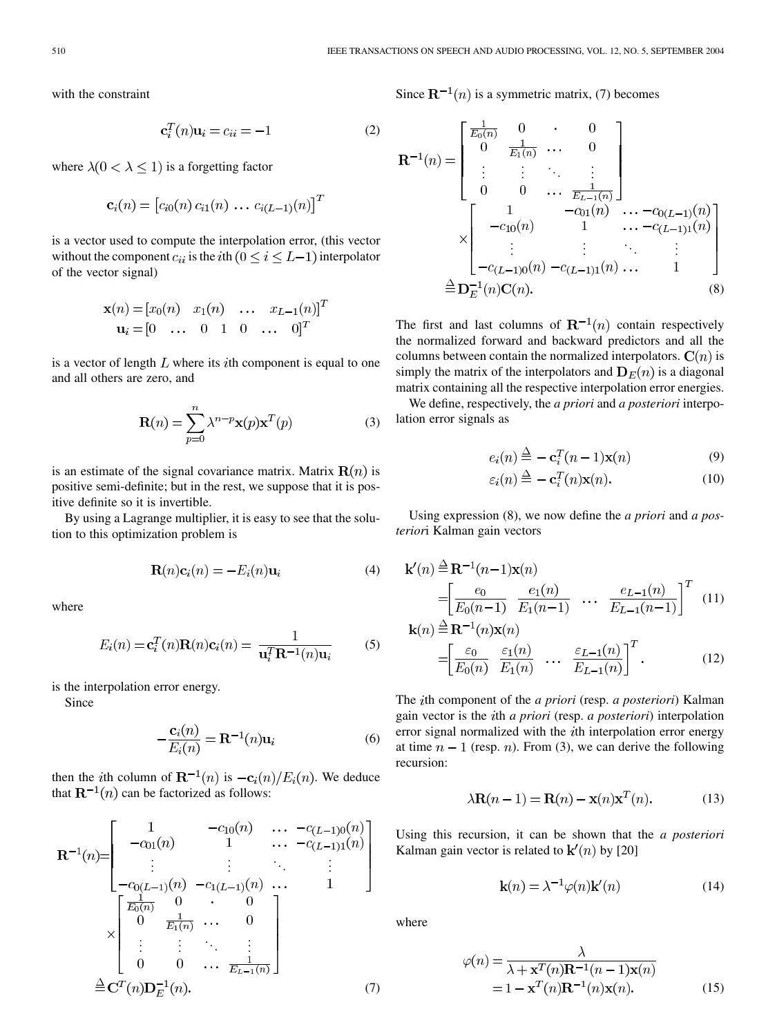with the constraint

$$\mathbf{c}_i^T(n)\mathbf{u}_i = c_{ii} = -1 \tag{2}$$

where $\lambda(0 < \lambda \leq 1)$ is a forgetting factor

$$\mathbf{c}_i(n) = \left[c_{i0}(n)\, c_{i1}(n)\, \ldots\, c_{i(L-1)}(n)\right]^T$$

is a vector used to compute the interpolation error, (this vector without the component $c_{ii}$ is the $i$th $(0 \leq i \leq L-1)$ interpolator of the vector signal)

$$\mathbf{x}(n) = [x_0(n) \quad x_1(n) \quad \ldots \quad x_{L-1}(n)]^T$$
$$\mathbf{u}_i = [0 \quad \ldots \quad 0 \quad 1 \quad 0 \quad \ldots \quad 0]^T$$

is a vector of length $L$ where its $i$th component is equal to one and all others are zero, and

$$\mathbf{R}(n) = \sum_{p=0}^{n} \lambda^{n-p}\mathbf{x}(p)\mathbf{x}^T(p) \tag{3}$$

is an estimate of the signal covariance matrix. Matrix $\mathbf{R}(n)$ is positive semi-definite; but in the rest, we suppose that it is positive definite so it is invertible.

By using a Lagrange multiplier, it is easy to see that the solution to this optimization problem is

$$\mathbf{R}(n)\mathbf{c}_i(n) = -E_i(n)\mathbf{u}_i \tag{4}$$

where

$$E_i(n) = \mathbf{c}_i^T(n)\mathbf{R}(n)\mathbf{c}_i(n) = \frac{1}{\mathbf{u}_i^T\mathbf{R}^{-1}(n)\mathbf{u}_i} \tag{5}$$

is the interpolation error energy.

Since

$$-\frac{\mathbf{c}_i(n)}{E_i(n)} = \mathbf{R}^{-1}(n)\mathbf{u}_i \tag{6}$$

then the $i$th column of $\mathbf{R}^{-1}(n)$ is $-\mathbf{c}_i(n)/E_i(n)$. We deduce that $\mathbf{R}^{-1}(n)$ can be factorized as follows:

$$\mathbf{R}^{-1}(n) = \begin{bmatrix} 1 & -c_{10}(n) & \ldots & -c_{(L-1)0}(n) \\ -c_{01}(n) & 1 & \ldots & -c_{(L-1)1}(n) \\ \vdots & \vdots & \ddots & \vdots \\ -c_{0(L-1)}(n) & -c_{1(L-1)}(n) & \ldots & 1 \end{bmatrix} \times \begin{bmatrix} \frac{1}{E_0(n)} & 0 & \cdot & 0 \\ 0 & \frac{1}{E_1(n)} & \ldots & 0 \\ \vdots & \vdots & \ddots & \vdots \\ 0 & 0 & \ldots & \frac{1}{E_{L-1}(n)} \end{bmatrix} \triangleq \mathbf{C}^T(n)\mathbf{D}_E^{-1}(n). \tag{7}$$

Since $\mathbf{R}^{-1}(n)$ is a symmetric matrix, (7) becomes

$$\mathbf{R}^{-1}(n) = \begin{bmatrix} \frac{1}{E_0(n)} & 0 & \cdot & 0 \\ 0 & \frac{1}{E_1(n)} & \ldots & 0 \\ \vdots & \vdots & \ddots & \vdots \\ 0 & 0 & \ldots & \frac{1}{E_{L-1}(n)} \end{bmatrix} \times \begin{bmatrix} 1 & -c_{01}(n) & \ldots & -c_{0(L-1)}(n) \\ -c_{10}(n) & 1 & \ldots & -c_{(L-1)1}(n) \\ \vdots & \vdots & \ddots & \vdots \\ -c_{(L-1)0}(n) & -c_{(L-1)1}(n) & \ldots & 1 \end{bmatrix} \triangleq \mathbf{D}_E^{-1}(n)\mathbf{C}(n). \tag{8}$$

The first and last columns of $\mathbf{R}^{-1}(n)$ contain respectively the normalized forward and backward predictors and all the columns between contain the normalized interpolators. $\mathbf{C}(n)$ is simply the matrix of the interpolators and $\mathbf{D}_E(n)$ is a diagonal matrix containing all the respective interpolation error energies.

We define, respectively, the *a priori* and *a posteriori* interpolation error signals as

$$e_i(n) \triangleq -\mathbf{c}_i^T(n-1)\mathbf{x}(n) \tag{9}$$

$$\varepsilon_i(n) \triangleq -\mathbf{c}_i^T(n)\mathbf{x}(n). \tag{10}$$

Using expression (8), we now define the *a priori* and *a posteriori* Kalman gain vectors

$$\mathbf{k}'(n) \triangleq \mathbf{R}^{-1}(n-1)\mathbf{x}(n) = \left[\frac{e_0}{E_0(n-1)} \quad \frac{e_1(n)}{E_1(n-1)} \quad \cdots \quad \frac{e_{L-1}(n)}{E_{L-1}(n-1)}\right]^T \tag{11}$$

$$\mathbf{k}(n) \triangleq \mathbf{R}^{-1}(n)\mathbf{x}(n) = \left[\frac{\varepsilon_0}{E_0(n)} \quad \frac{\varepsilon_1(n)}{E_1(n)} \quad \cdots \quad \frac{\varepsilon_{L-1}(n)}{E_{L-1}(n)}\right]^T. \tag{12}$$

The $i$th component of the *a priori* (resp. *a posteriori*) Kalman gain vector is the $i$th *a priori* (resp. *a posteriori*) interpolation error signal normalized with the $i$th interpolation error energy at time $n-1$ (resp. $n$). From (3), we can derive the following recursion:

$$\lambda\mathbf{R}(n-1) = \mathbf{R}(n) - \mathbf{x}(n)\mathbf{x}^T(n). \tag{13}$$

Using this recursion, it can be shown that the *a posteriori* Kalman gain vector is related to $\mathbf{k}'(n)$ by [20]

$$\mathbf{k}(n) = \lambda^{-1}\varphi(n)\mathbf{k}'(n) \tag{14}$$

where

$$\varphi(n) = \frac{\lambda}{\lambda + \mathbf{x}^T(n)\mathbf{R}^{-1}(n-1)\mathbf{x}(n)} = 1 - \mathbf{x}^T(n)\mathbf{R}^{-1}(n)\mathbf{x}(n). \tag{15}$$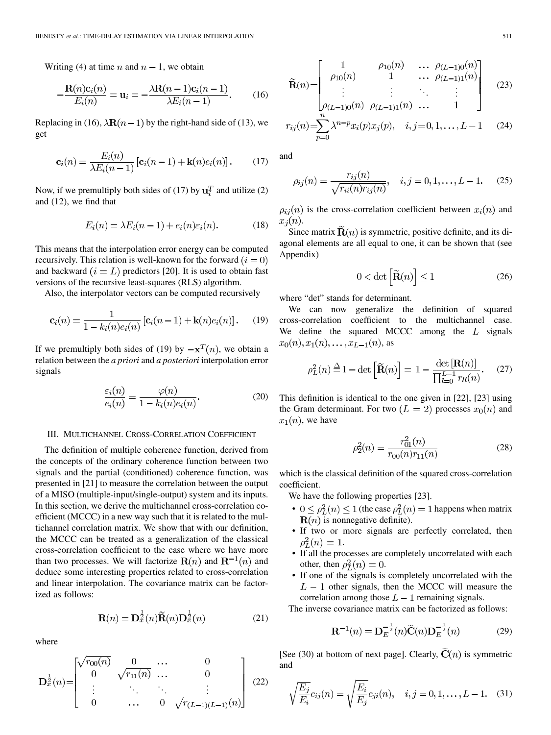Writing (4) at time $n$ and $n-1$, we obtain

$$-\frac{\mathbf{R}(n)\mathbf{c}_i(n)}{E_i(n)} = \mathbf{u}_i = -\frac{\lambda\mathbf{R}(n-1)\mathbf{c}_i(n-1)}{\lambda E_i(n-1)}. \tag{16}$$

Replacing in (16), $\lambda\mathbf{R}(n-1)$ by the right-hand side of (13), we get

$$\mathbf{c}_i(n) = \frac{E_i(n)}{\lambda E_i(n-1)}\left[\mathbf{c}_i(n-1) + \mathbf{k}(n)e_i(n)\right]. \tag{17}$$

Now, if we premultiply both sides of (17) by $\mathbf{u}_i^T$ and utilize (2) and (12), we find that

$$E_i(n) = \lambda E_i(n-1) + e_i(n)\varepsilon_i(n). \tag{18}$$

This means that the interpolation error energy can be computed recursively. This relation is well-known for the forward $(i=0)$ and backward $(i=L)$ predictors [20]. It is used to obtain fast versions of the recursive least-squares (RLS) algorithm.

Also, the interpolator vectors can be computed recursively

$$\mathbf{c}_i(n) = \frac{1}{1-k_i(n)e_i(n)}\left[\mathbf{c}_i(n-1) + \mathbf{k}(n)e_i(n)\right]. \tag{19}$$

If we premultiply both sides of (19) by $-\mathbf{x}^T(n)$, we obtain a relation between the *a priori* and *a posteriori* interpolation error signals

$$\frac{\varepsilon_i(n)}{e_i(n)} = \frac{\varphi(n)}{1-k_i(n)e_i(n)}. \tag{20}$$

## III. Multichannel Cross-Correlation Coefficient

The definition of multiple coherence function, derived from the concepts of the ordinary coherence function between two signals and the partial (conditioned) coherence function, was presented in [21] to measure the correlation between the output of a MISO (multiple-input/single-output) system and its inputs. In this section, we derive the multichannel cross-correlation coefficient (MCCC) in a new way such that it is related to the multichannel correlation matrix. We show that with our definition, the MCCC can be treated as a generalization of the classical cross-correlation coefficient to the case where we have more than two processes. We will factorize $\mathbf{R}(n)$ and $\mathbf{R}^{-1}(n)$ and deduce some interesting properties related to cross-correlation and linear interpolation. The covariance matrix can be factorized as follows:

$$\mathbf{R}(n) = \mathbf{D}_x^{\frac{1}{2}}(n)\widetilde{\mathbf{R}}(n)\mathbf{D}_x^{\frac{1}{2}}(n) \tag{21}$$

where

$$\mathbf{D}_x^{\frac{1}{2}}(n) = \begin{bmatrix} \sqrt{r_{00}(n)} & 0 & \dots & 0 \\ 0 & \sqrt{r_{11}(n)} & \dots & 0 \\ \vdots & \ddots & \ddots & \vdots \\ 0 & \dots & 0 & \sqrt{r_{(L-1)(L-1)}(n)} \end{bmatrix} \tag{22}$$

$$\widetilde{\mathbf{R}}(n) = \begin{bmatrix} 1 & \rho_{10}(n) & \dots & \rho_{(L-1)0}(n) \\ \rho_{10}(n) & 1 & \dots & \rho_{(L-1)1}(n) \\ \vdots & \vdots & \ddots & \vdots \\ \rho_{(L-1)0}(n) & \rho_{(L-1)1}(n) & \dots & 1 \end{bmatrix} \tag{23}$$

$$r_{ij}(n) = \sum_{p=0}^{n} \lambda^{n-p} x_i(p)x_j(p), \quad i,j = 0,1,\dots,L-1 \tag{24}$$

and

$$\rho_{ij}(n) = \frac{r_{ij}(n)}{\sqrt{r_{ii}(n)r_{ij}(n)}}, \quad i,j = 0,1,\dots,L-1. \tag{25}$$

$\rho_{ij}(n)$ is the cross-correlation coefficient between $x_i(n)$ and $x_j(n)$.

Since matrix $\widetilde{\mathbf{R}}(n)$ is symmetric, positive definite, and its diagonal elements are all equal to one, it can be shown that (see Appendix)

$$0 < \det\left[\widetilde{\mathbf{R}}(n)\right] \leq 1 \tag{26}$$

where "det" stands for determinant.

We can now generalize the definition of squared cross-correlation coefficient to the multichannel case. We define the squared MCCC among the $L$ signals $x_0(n), x_1(n), \dots, x_{L-1}(n)$, as

$$\rho_L^2(n) \triangleq 1 - \det\left[\widetilde{\mathbf{R}}(n)\right] = 1 - \frac{\det\left[\mathbf{R}(n)\right]}{\prod_{l=0}^{L-1} r_{ll}(n)}. \tag{27}$$

This definition is identical to the one given in [22], [23] using the Gram determinant. For two $(L=2)$ processes $x_0(n)$ and $x_1(n)$, we have

$$\rho_2^2(n) = \frac{r_{01}^2(n)}{r_{00}(n)r_{11}(n)} \tag{28}$$

which is the classical definition of the squared cross-correlation coefficient.

We have the following properties [23].

- $0 \leq \rho_L^2(n) \leq 1$ (the case $\rho_L^2(n) = 1$ happens when matrix $\mathbf{R}(n)$ is nonnegative definite).
- If two or more signals are perfectly correlated, then $\rho_L^2(n) = 1$.
- If all the processes are completely uncorrelated with each other, then $\rho_L^2(n) = 0$.
- If one of the signals is completely uncorrelated with the $L-1$ other signals, then the MCCC will measure the correlation among those $L-1$ remaining signals.

The inverse covariance matrix can be factorized as follows:

$$\mathbf{R}^{-1}(n) = \mathbf{D}_E^{-\frac{1}{2}}(n)\widetilde{\mathbf{C}}(n)\mathbf{D}_E^{-\frac{1}{2}}(n) \tag{29}$$

[See (30) at bottom of next page]. Clearly, $\widetilde{\mathbf{C}}(n)$ is symmetric and

$$\sqrt{\frac{E_j}{E_i}}c_{ij}(n) = \sqrt{\frac{E_i}{E_j}}c_{ji}(n), \quad i,j = 0,1,\dots,L-1. \tag{31}$$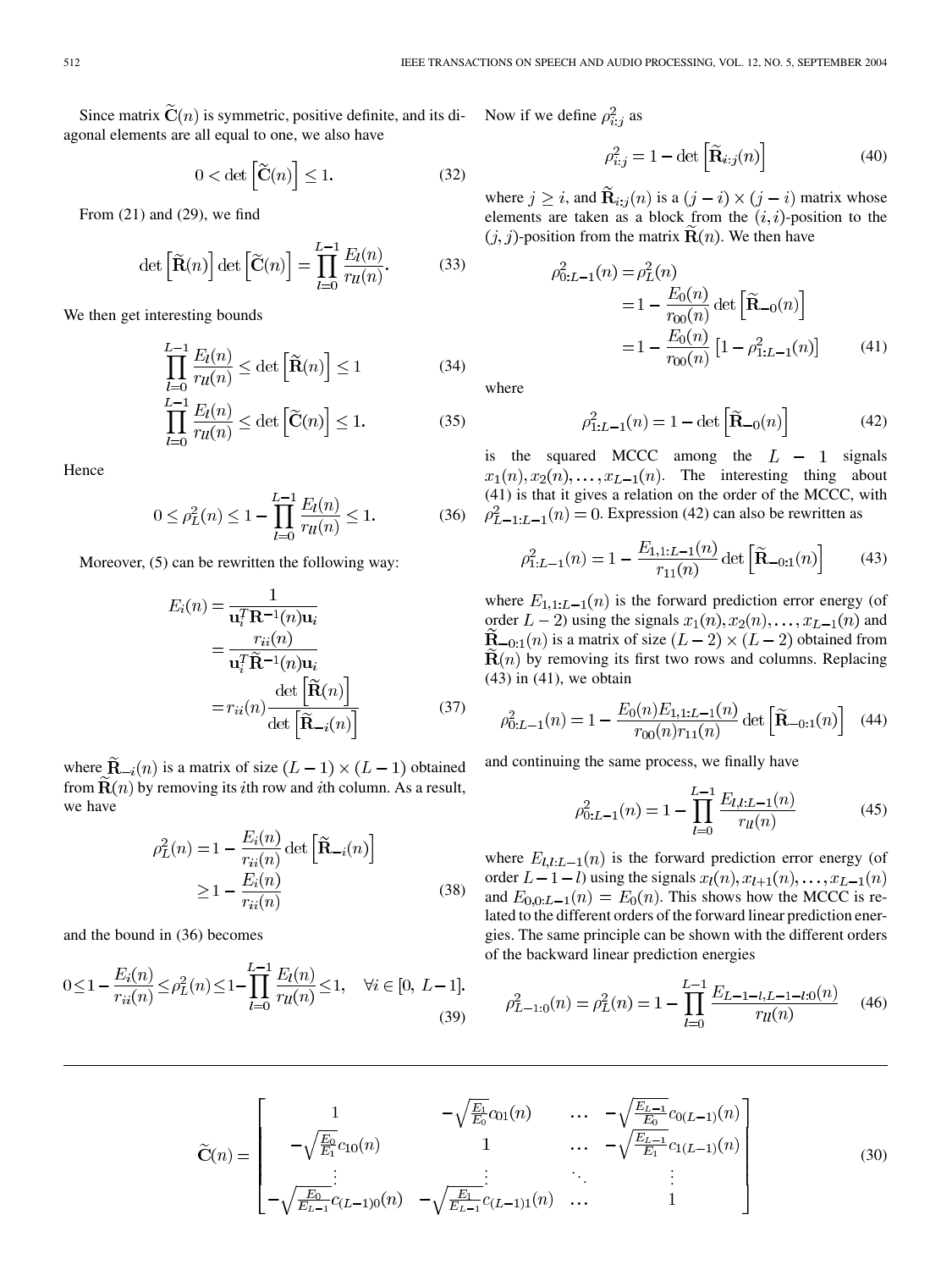Since matrix $\widetilde{\mathbf{C}}(n)$ is symmetric, positive definite, and its diagonal elements are all equal to one, we also have

$$0 < \det\left[\widetilde{\mathbf{C}}(n)\right] \leq 1. \tag{32}$$

From (21) and (29), we find

$$\det\left[\widetilde{\mathbf{R}}(n)\right] \det\left[\widetilde{\mathbf{C}}(n)\right] = \prod_{l=0}^{L-1} \frac{E_l(n)}{r_{ll}(n)}. \tag{33}$$

We then get interesting bounds

$$\prod_{l=0}^{L-1} \frac{E_l(n)}{r_{ll}(n)} \leq \det\left[\widetilde{\mathbf{R}}(n)\right] \leq 1 \tag{34}$$

$$\prod_{l=0}^{L-1} \frac{E_l(n)}{r_{ll}(n)} \leq \det\left[\widetilde{\mathbf{C}}(n)\right] \leq 1. \tag{35}$$

Hence

$$0 \leq \rho_L^2(n) \leq 1 - \prod_{l=0}^{L-1} \frac{E_l(n)}{r_{ll}(n)} \leq 1. \tag{36}$$

Moreover, (5) can be rewritten the following way:

$$\begin{aligned} E_i(n) &= \frac{1}{\mathbf{u}_i^T \mathbf{R}^{-1}(n) \mathbf{u}_i} \\ &= \frac{r_{ii}(n)}{\mathbf{u}_i^T \widetilde{\mathbf{R}}^{-1}(n) \mathbf{u}_i} \\ &= r_{ii}(n) \frac{\det\left[\widetilde{\mathbf{R}}(n)\right]}{\det\left[\widetilde{\mathbf{R}}_{-i}(n)\right]} \end{aligned} \tag{37}$$

where $\widetilde{\mathbf{R}}_{-i}(n)$ is a matrix of size $(L-1) \times (L-1)$ obtained from $\widetilde{\mathbf{R}}(n)$ by removing its $i$th row and $i$th column. As a result, we have

$$\begin{aligned} \rho_L^2(n) &= 1 - \frac{E_i(n)}{r_{ii}(n)} \det\left[\widetilde{\mathbf{R}}_{-i}(n)\right] \\ &\geq 1 - \frac{E_i(n)}{r_{ii}(n)} \end{aligned} \tag{38}$$

and the bound in (36) becomes

$$0 \leq 1 - \frac{E_i(n)}{r_{ii}(n)} \leq \rho_L^2(n) \leq 1 - \prod_{l=0}^{L-1} \frac{E_l(n)}{r_{ll}(n)} \leq 1, \quad \forall i \in [0,\, L-1]. \tag{39}$$

Now if we define $\rho_{i:j}^2$ as

$$\rho_{i:j}^2 = 1 - \det\left[\widetilde{\mathbf{R}}_{i:j}(n)\right] \tag{40}$$

where $j \geq i$, and $\widetilde{\mathbf{R}}_{i:j}(n)$ is a $(j-i) \times (j-i)$ matrix whose elements are taken as a block from the $(i,i)$-position to the $(j,j)$-position from the matrix $\widetilde{\mathbf{R}}(n)$. We then have

$$\begin{aligned} \rho_{0:L-1}^2(n) &= \rho_L^2(n) \\ &= 1 - \frac{E_0(n)}{r_{00}(n)} \det\left[\widetilde{\mathbf{R}}_{-0}(n)\right] \\ &= 1 - \frac{E_0(n)}{r_{00}(n)} \left[1 - \rho_{1:L-1}^2(n)\right] \end{aligned} \tag{41}$$

where

$$\rho_{1:L-1}^2(n) = 1 - \det\left[\widetilde{\mathbf{R}}_{-0}(n)\right] \tag{42}$$

is the squared MCCC among the $L-1$ signals $x_1(n), x_2(n), \ldots, x_{L-1}(n)$. The interesting thing about (41) is that it gives a relation on the order of the MCCC, with $\rho_{L-1:L-1}^2(n) = 0$. Expression (42) can also be rewritten as

$$\rho_{1:L-1}^2(n) = 1 - \frac{E_{1,1:L-1}(n)}{r_{11}(n)} \det\left[\widetilde{\mathbf{R}}_{-0:1}(n)\right] \tag{43}$$

where $E_{1,1:L-1}(n)$ is the forward prediction error energy (of order $L-2$) using the signals $x_1(n), x_2(n), \ldots, x_{L-1}(n)$ and $\widetilde{\mathbf{R}}_{-0:1}(n)$ is a matrix of size $(L-2) \times (L-2)$ obtained from $\widetilde{\mathbf{R}}(n)$ by removing its first two rows and columns. Replacing (43) in (41), we obtain

$$\rho_{0:L-1}^2(n) = 1 - \frac{E_0(n) E_{1,1:L-1}(n)}{r_{00}(n) r_{11}(n)} \det\left[\widetilde{\mathbf{R}}_{-0:1}(n)\right] \tag{44}$$

and continuing the same process, we finally have

$$\rho_{0:L-1}^2(n) = 1 - \prod_{l=0}^{L-1} \frac{E_{l,l:L-1}(n)}{r_{ll}(n)} \tag{45}$$

where $E_{l,l:L-1}(n)$ is the forward prediction error energy (of order $L-1-l$) using the signals $x_l(n), x_{l+1}(n), \ldots, x_{L-1}(n)$ and $E_{0,0:L-1}(n) = E_0(n)$. This shows how the MCCC is related to the different orders of the forward linear prediction energies. The same principle can be shown with the different orders of the backward linear prediction energies

$$\rho_{L-1:0}^2(n) = \rho_L^2(n) = 1 - \prod_{l=0}^{L-1} \frac{E_{L-1-l,L-1-l:0}(n)}{r_{ll}(n)} \tag{46}$$

$$\widetilde{\mathbf{C}}(n) = \begin{bmatrix} 1 & -\sqrt{\frac{E_1}{E_0}} c_{01}(n) & \cdots & -\sqrt{\frac{E_{L-1}}{E_0}} c_{0(L-1)}(n) \\ -\sqrt{\frac{E_0}{E_1}} c_{10}(n) & 1 & \cdots & -\sqrt{\frac{E_{L-1}}{E_1}} c_{1(L-1)}(n) \\ \vdots & \vdots & \ddots & \vdots \\ -\sqrt{\frac{E_0}{E_{L-1}}} c_{(L-1)0}(n) & -\sqrt{\frac{E_1}{E_{L-1}}} c_{(L-1)1}(n) & \cdots & 1 \end{bmatrix} \tag{30}$$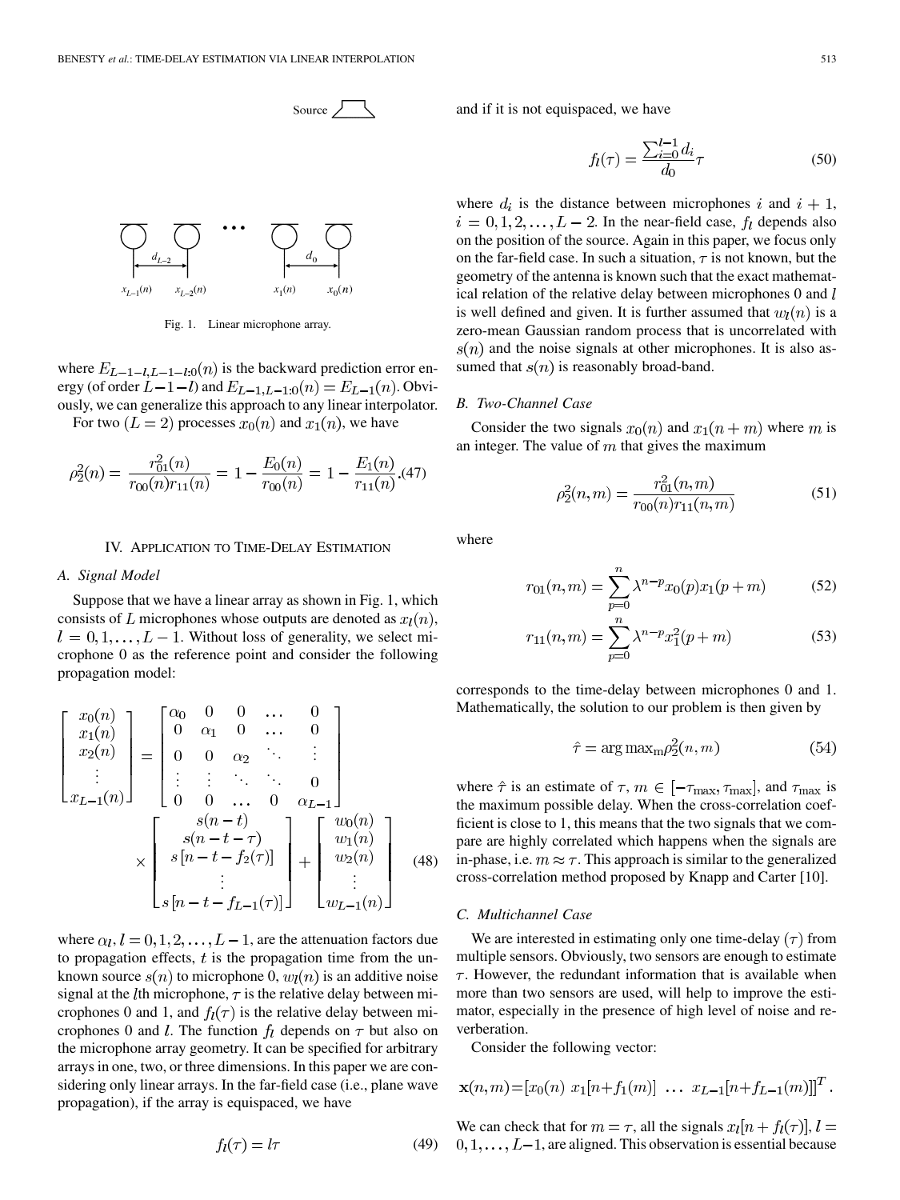Fig. 1. Linear microphone array.

where $E_{L-1-l,L-1-l:0}(n)$ is the backward prediction error energy (of order $L-1-l$) and $E_{L-1,L-1:0}(n) = E_{L-1}(n)$. Obviously, we can generalize this approach to any linear interpolator.

For two $(L=2)$ processes $x_0(n)$ and $x_1(n)$, we have

$$\rho_2^2(n) = \frac{r_{01}^2(n)}{r_{00}(n)r_{11}(n)} = 1 - \frac{E_0(n)}{r_{00}(n)} = 1 - \frac{E_1(n)}{r_{11}(n)}. \tag{47}$$

## IV. Application to Time-Delay Estimation

### A. Signal Model

Suppose that we have a linear array as shown in Fig. 1, which consists of $L$ microphones whose outputs are denoted as $x_l(n)$, $l = 0, 1, \ldots, L-1$. Without loss of generality, we select microphone 0 as the reference point and consider the following propagation model:

$$\begin{bmatrix} x_0(n) \\ x_1(n) \\ x_2(n) \\ \vdots \\ x_{L-1}(n) \end{bmatrix} = \begin{bmatrix} \alpha_0 & 0 & 0 & \ldots & 0 \\ 0 & \alpha_1 & 0 & \ldots & 0 \\ 0 & 0 & \alpha_2 & \ddots & \vdots \\ \vdots & \vdots & \ddots & \ddots & 0 \\ 0 & 0 & \ldots & 0 & \alpha_{L-1} \end{bmatrix} \times \begin{bmatrix} s(n-t) \\ s(n-t-\tau) \\ s[n-t-f_2(\tau)] \\ \vdots \\ s[n-t-f_{L-1}(\tau)] \end{bmatrix} + \begin{bmatrix} w_0(n) \\ w_1(n) \\ w_2(n) \\ \vdots \\ w_{L-1}(n) \end{bmatrix} \tag{48}$$

where $\alpha_l, l = 0, 1, 2, \ldots, L-1$, are the attenuation factors due to propagation effects, $t$ is the propagation time from the unknown source $s(n)$ to microphone 0, $w_l(n)$ is an additive noise signal at the $l$th microphone, $\tau$ is the relative delay between microphones 0 and 1, and $f_l(\tau)$ is the relative delay between microphones 0 and $l$. The function $f_l$ depends on $\tau$ but also on the microphone array geometry. It can be specified for arbitrary arrays in one, two, or three dimensions. In this paper we are considering only linear arrays. In the far-field case (i.e., plane wave propagation), if the array is equispaced, we have

$$f_l(\tau) = l\tau \tag{49}$$

and if it is not equispaced, we have

$$f_l(\tau) = \frac{\sum_{i=0}^{l-1} d_i}{d_0}\tau \tag{50}$$

where $d_i$ is the distance between microphones $i$ and $i+1$, $i = 0, 1, 2, \ldots, L-2$. In the near-field case, $f_l$ depends also on the position of the source. Again in this paper, we focus only on the far-field case. In such a situation, $\tau$ is not known, but the geometry of the antenna is known such that the exact mathematical relation of the relative delay between microphones 0 and $l$ is well defined and given. It is further assumed that $w_l(n)$ is a zero-mean Gaussian random process that is uncorrelated with $s(n)$ and the noise signals at other microphones. It is also assumed that $s(n)$ is reasonably broad-band.

### B. Two-Channel Case

Consider the two signals $x_0(n)$ and $x_1(n+m)$ where $m$ is an integer. The value of $m$ that gives the maximum

$$\rho_2^2(n,m) = \frac{r_{01}^2(n,m)}{r_{00}(n)r_{11}(n,m)} \tag{51}$$

where

$$r_{01}(n,m) = \sum_{p=0}^{n} \lambda^{n-p} x_0(p) x_1(p+m) \tag{52}$$

$$r_{11}(n,m) = \sum_{p=0}^{n} \lambda^{n-p} x_1^2(p+m) \tag{53}$$

corresponds to the time-delay between microphones 0 and 1. Mathematically, the solution to our problem is then given by

$$\hat{\tau} = \arg\max_{m} \rho_2^2(n,m) \tag{54}$$

where $\hat{\tau}$ is an estimate of $\tau$, $m \in [-\tau_{\max}, \tau_{\max}]$, and $\tau_{\max}$ is the maximum possible delay. When the cross-correlation coefficient is close to 1, this means that the two signals that we compare are highly correlated which happens when the signals are in-phase, i.e. $m \approx \tau$. This approach is similar to the generalized cross-correlation method proposed by Knapp and Carter [10].

### C. Multichannel Case

We are interested in estimating only one time-delay $(\tau)$ from multiple sensors. Obviously, two sensors are enough to estimate $\tau$. However, the redundant information that is available when more than two sensors are used, will help to improve the estimator, especially in the presence of high level of noise and reverberation.

Consider the following vector:

$$\mathbf{x}(n,m) = [x_0(n) \;\; x_1[n+f_1(m)] \;\; \ldots \;\; x_{L-1}[n+f_{L-1}(m)]]^T.$$

We can check that for $m = \tau$, all the signals $x_l[n+f_l(\tau)], l = 0, 1, \ldots, L-1$, are aligned. This observation is essential because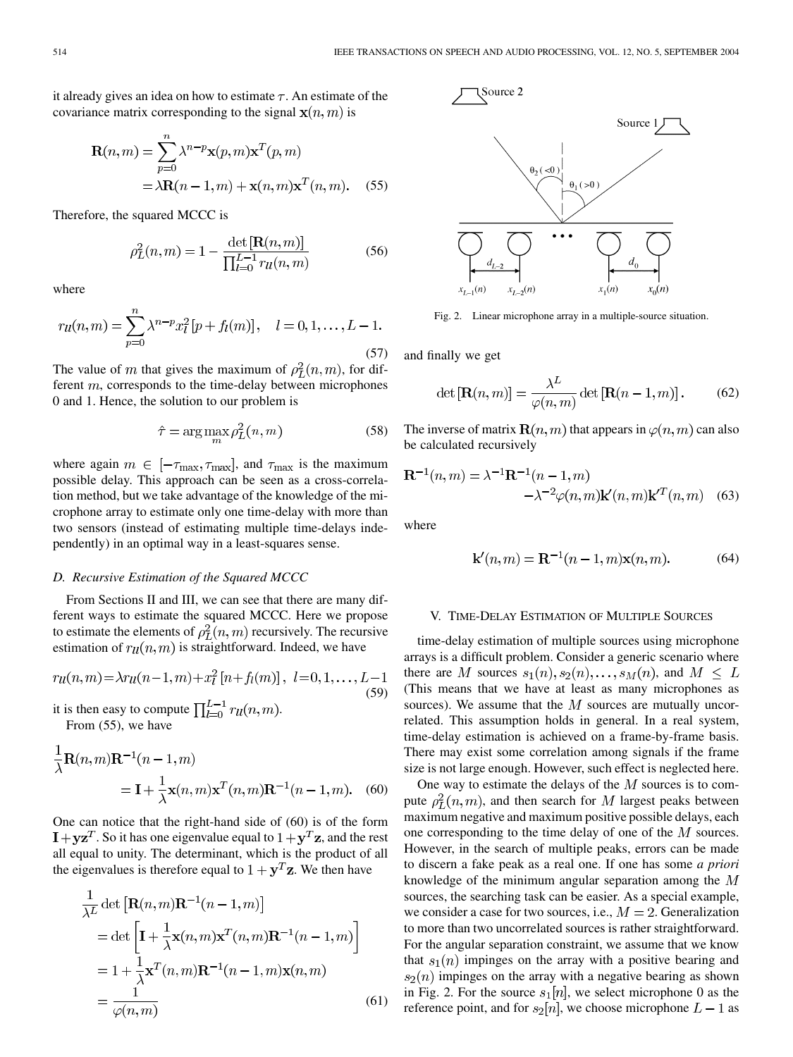it already gives an idea on how to estimate $\tau$. An estimate of the covariance matrix corresponding to the signal $\mathbf{x}(n,m)$ is

$$\begin{aligned}\mathbf{R}(n,m) &= \sum_{p=0}^{n} \lambda^{n-p}\mathbf{x}(p,m)\mathbf{x}^T(p,m)\\ &= \lambda\mathbf{R}(n-1,m) + \mathbf{x}(n,m)\mathbf{x}^T(n,m).\end{aligned} \quad (55)$$

Therefore, the squared MCCC is

$$\rho_L^2(n,m) = 1 - \frac{\det[\mathbf{R}(n,m)]}{\prod_{l=0}^{L-1} r_{ll}(n,m)} \quad (56)$$

where

$$r_{ll}(n,m) = \sum_{p=0}^{n} \lambda^{n-p} x_l^2[p + f_l(m)], \quad l = 0, 1, \ldots, L-1. \quad (57)$$

The value of $m$ that gives the maximum of $\rho_L^2(n,m)$, for different $m$, corresponds to the time-delay between microphones 0 and 1. Hence, the solution to our problem is

$$\hat{\tau} = \arg\max_m \rho_L^2(n,m) \quad (58)$$

where again $m \in [-\tau_{\max}, \tau_{\max}]$, and $\tau_{\max}$ is the maximum possible delay. This approach can be seen as a cross-correlation method, but we take advantage of the knowledge of the microphone array to estimate only one time-delay with more than two sensors (instead of estimating multiple time-delays independently) in an optimal way in a least-squares sense.

### D. Recursive Estimation of the Squared MCCC

From Sections II and III, we can see that there are many different ways to estimate the squared MCCC. Here we propose to estimate the elements of $\rho_L^2(n,m)$ recursively. The recursive estimation of $r_{ll}(n,m)$ is straightforward. Indeed, we have

$$r_{ll}(n,m) = \lambda r_{ll}(n-1,m) + x_l^2[n + f_l(m)], \; l = 0, 1, \ldots, L-1 \quad (59)$$

it is then easy to compute $\prod_{l=0}^{L-1} r_{ll}(n,m)$.

From (55), we have

$$\begin{aligned}\frac{1}{\lambda}\mathbf{R}(n,m)\mathbf{R}^{-1}(n-1,m)\\ = \mathbf{I} + \frac{1}{\lambda}\mathbf{x}(n,m)\mathbf{x}^T(n,m)\mathbf{R}^{-1}(n-1,m).\end{aligned} \quad (60)$$

One can notice that the right-hand side of (60) is of the form $\mathbf{I} + \mathbf{y}\mathbf{z}^T$. So it has one eigenvalue equal to $1 + \mathbf{y}^T\mathbf{z}$, and the rest all equal to unity. The determinant, which is the product of all the eigenvalues is therefore equal to $1 + \mathbf{y}^T\mathbf{z}$. We then have

$$\begin{aligned}&\frac{1}{\lambda^L}\det\left[\mathbf{R}(n,m)\mathbf{R}^{-1}(n-1,m)\right]\\ &= \det\left[\mathbf{I} + \frac{1}{\lambda}\mathbf{x}(n,m)\mathbf{x}^T(n,m)\mathbf{R}^{-1}(n-1,m)\right]\\ &= 1 + \frac{1}{\lambda}\mathbf{x}^T(n,m)\mathbf{R}^{-1}(n-1,m)\mathbf{x}(n,m)\\ &= \frac{1}{\varphi(n,m)}\end{aligned} \quad (61)$$

Fig. 2. Linear microphone array in a multiple-source situation.

and finally we get

$$\det[\mathbf{R}(n,m)] = \frac{\lambda^L}{\varphi(n,m)}\det[\mathbf{R}(n-1,m)]. \quad (62)$$

The inverse of matrix $\mathbf{R}(n,m)$ that appears in $\varphi(n,m)$ can also be calculated recursively

$$\begin{aligned}\mathbf{R}^{-1}(n,m) = \lambda^{-1}\mathbf{R}^{-1}(n-1,m)\\ -\lambda^{-2}\varphi(n,m)\mathbf{k}'(n,m)\mathbf{k}'^T(n,m)\end{aligned} \quad (63)$$

where

$$\mathbf{k}'(n,m) = \mathbf{R}^{-1}(n-1,m)\mathbf{x}(n,m). \quad (64)$$

## V. Time-Delay Estimation of Multiple Sources

time-delay estimation of multiple sources using microphone arrays is a difficult problem. Consider a generic scenario where there are $M$ sources $s_1(n), s_2(n), \ldots, s_M(n)$, and $M \leq L$ (This means that we have at least as many microphones as sources). We assume that the $M$ sources are mutually uncorrelated. This assumption holds in general. In a real system, time-delay estimation is achieved on a frame-by-frame basis. There may exist some correlation among signals if the frame size is not large enough. However, such effect is neglected here.

One way to estimate the delays of the $M$ sources is to compute $\rho_L^2(n,m)$, and then search for $M$ largest peaks between maximum negative and maximum positive possible delays, each one corresponding to the time delay of one of the $M$ sources. However, in the search of multiple peaks, errors can be made to discern a fake peak as a real one. If one has some *a priori* knowledge of the minimum angular separation among the $M$ sources, the searching task can be easier. As a special example, we consider a case for two sources, i.e., $M = 2$. Generalization to more than two uncorrelated sources is rather straightforward. For the angular separation constraint, we assume that we know that $s_1(n)$ impinges on the array with a positive bearing and $s_2(n)$ impinges on the array with a negative bearing as shown in Fig. 2. For the source $s_1[n]$, we select microphone 0 as the reference point, and for $s_2[n]$, we choose microphone $L-1$ as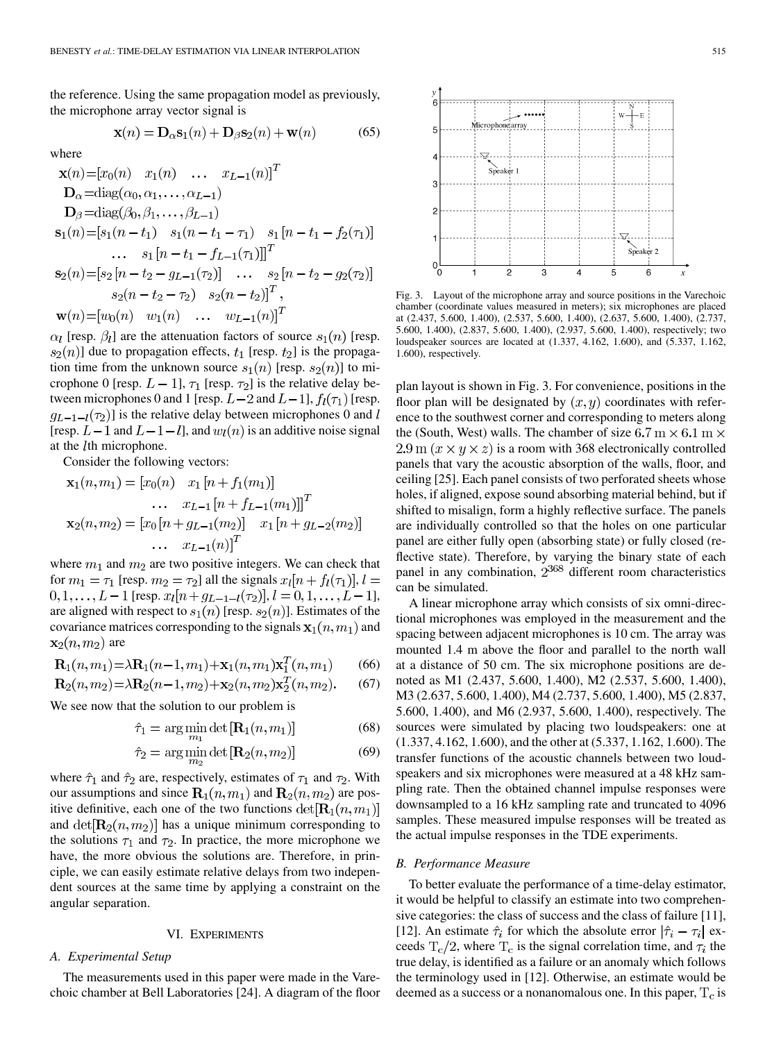the reference. Using the same propagation model as previously, the microphone array vector signal is

$$\mathbf{x}(n) = \mathbf{D}_\alpha \mathbf{s}_1(n) + \mathbf{D}_\beta \mathbf{s}_2(n) + \mathbf{w}(n) \tag{65}$$

where

$$\begin{aligned}
\mathbf{x}(n) &= [x_0(n) \quad x_1(n) \quad \dots \quad x_{L-1}(n)]^T \\
\mathbf{D}_\alpha &= \mathrm{diag}(\alpha_0, \alpha_1, \dots, \alpha_{L-1}) \\
\mathbf{D}_\beta &= \mathrm{diag}(\beta_0, \beta_1, \dots, \beta_{L-1}) \\
\mathbf{s}_1(n) &= [s_1(n-t_1) \quad s_1(n-t_1-\tau_1) \quad s_1[n-t_1-f_2(\tau_1)] \\
&\quad \dots \quad s_1[n-t_1-f_{L-1}(\tau_1)]]^T \\
\mathbf{s}_2(n) &= [s_2[n-t_2-g_{L-1}(\tau_2)] \quad \dots \quad s_2[n-t_2-g_2(\tau_2)] \\
&\quad s_2(n-t_2-\tau_2) \quad s_2(n-t_2)]^T, \\
\mathbf{w}(n) &= [w_0(n) \quad w_1(n) \quad \dots \quad w_{L-1}(n)]^T
\end{aligned}$$

$\alpha_l$ [resp. $\beta_l$] are the attenuation factors of source $s_1(n)$ [resp. $s_2(n)$] due to propagation effects, $t_1$ [resp. $t_2$] is the propagation time from the unknown source $s_1(n)$ [resp. $s_2(n)$] to microphone 0 [resp. $L-1$], $\tau_1$ [resp. $\tau_2$] is the relative delay between microphones 0 and 1 [resp. $L-2$ and $L-1$], $f_l(\tau_1)$ [resp. $g_{L-1-l}(\tau_2)$] is the relative delay between microphones 0 and $l$ [resp. $L-1$ and $L-1-l$], and $w_l(n)$ is an additive noise signal at the $l$th microphone.

Consider the following vectors:

$$\begin{aligned}
\mathbf{x}_1(n, m_1) &= [x_0(n) \quad x_1[n+f_1(m_1)] \\
&\quad \dots \quad x_{L-1}[n+f_{L-1}(m_1)]]^T \\
\mathbf{x}_2(n, m_2) &= [x_0[n+g_{L-1}(m_2)] \quad x_1[n+g_{L-2}(m_2)] \\
&\quad \dots \quad x_{L-1}(n)]^T
\end{aligned}$$

where $m_1$ and $m_2$ are two positive integers. We can check that for $m_1 = \tau_1$ [resp. $m_2 = \tau_2$] all the signals $x_l[n+f_l(\tau_1)]$, $l = 0, 1, \dots, L-1$ [resp. $x_l[n+g_{L-1-l}(\tau_2)]$, $l = 0, 1, \dots, L-1$], are aligned with respect to $s_1(n)$ [resp. $s_2(n)$]. Estimates of the covariance matrices corresponding to the signals $\mathbf{x}_1(n, m_1)$ and $\mathbf{x}_2(n, m_2)$ are

$$\mathbf{R}_1(n, m_1) = \lambda \mathbf{R}_1(n-1, m_1) + \mathbf{x}_1(n, m_1)\mathbf{x}_1^T(n, m_1) \tag{66}$$

$$\mathbf{R}_2(n, m_2) = \lambda \mathbf{R}_2(n-1, m_2) + \mathbf{x}_2(n, m_2)\mathbf{x}_2^T(n, m_2). \tag{67}$$

We see now that the solution to our problem is

$$\hat{\tau}_1 = \arg\min_{m_1} \det[\mathbf{R}_1(n, m_1)] \tag{68}$$

$$\hat{\tau}_2 = \arg\min_{m_2} \det[\mathbf{R}_2(n, m_2)] \tag{69}$$

where $\hat{\tau}_1$ and $\hat{\tau}_2$ are, respectively, estimates of $\tau_1$ and $\tau_2$. With our assumptions and since $\mathbf{R}_1(n, m_1)$ and $\mathbf{R}_2(n, m_2)$ are positive definitive, each one of the two functions $\det[\mathbf{R}_1(n, m_1)]$ and $\det[\mathbf{R}_2(n, m_2)]$ has a unique minimum corresponding to the solutions $\tau_1$ and $\tau_2$. In practice, the more microphone we have, the more obvious the solutions are. Therefore, in principle, we can easily estimate relative delays from two independent sources at the same time by applying a constraint on the angular separation.

## VI. Experiments

### A. Experimental Setup

The measurements used in this paper were made in the Varechoic chamber at Bell Laboratories [24]. A diagram of the floor plan layout is shown in Fig. 3. For convenience, positions in the floor plan will be designated by $(x, y)$ coordinates with reference to the southwest corner and corresponding to meters along the (South, West) walls. The chamber of size $6.7\,\mathrm{m} \times 6.1\,\mathrm{m} \times 2.9\,\mathrm{m}$ $(x \times y \times z)$ is a room with 368 electronically controlled panels that vary the acoustic absorption of the walls, floor, and ceiling [25]. Each panel consists of two perforated sheets whose holes, if aligned, expose sound absorbing material behind, but if shifted to misalign, form a highly reflective surface. The panels are individually controlled so that the holes on one particular panel are either fully open (absorbing state) or fully closed (reflective state). Therefore, by varying the binary state of each panel in any combination, $2^{368}$ different room characteristics can be simulated.

Fig. 3. Layout of the microphone array and source positions in the Varechoic chamber (coordinate values measured in meters); six microphones are placed at (2.437, 5.600, 1.400), (2.537, 5.600, 1.400), (2.637, 5.600, 1.400), (2.737, 5.600, 1.400), (2.837, 5.600, 1.400), (2.937, 5.600, 1.400), respectively; two loudspeaker sources are located at (1.337, 4.162, 1.600), and (5.337, 1.162, 1.600), respectively.

A linear microphone array which consists of six omni-directional microphones was employed in the measurement and the spacing between adjacent microphones is 10 cm. The array was mounted 1.4 m above the floor and parallel to the north wall at a distance of 50 cm. The six microphone positions are denoted as M1 (2.437, 5.600, 1.400), M2 (2.537, 5.600, 1.400), M3 (2.637, 5.600, 1.400), M4 (2.737, 5.600, 1.400), M5 (2.837, 5.600, 1.400), and M6 (2.937, 5.600, 1.400), respectively. The sources were simulated by placing two loudspeakers: one at (1.337, 4.162, 1.600), and the other at (5.337, 1.162, 1.600). The transfer functions of the acoustic channels between two loudspeakers and six microphones were measured at a 48 kHz sampling rate. Then the obtained channel impulse responses were downsampled to a 16 kHz sampling rate and truncated to 4096 samples. These measured impulse responses will be treated as the actual impulse responses in the TDE experiments.

### B. Performance Measure

To better evaluate the performance of a time-delay estimator, it would be helpful to classify an estimate into two comprehensive categories: the class of success and the class of failure [11], [12]. An estimate $\hat{\tau}_i$ for which the absolute error $|\hat{\tau}_i - \tau_i|$ exceeds $\mathrm{T_c}/2$, where $\mathrm{T_c}$ is the signal correlation time, and $\tau_i$ the true delay, is identified as a failure or an anomaly which follows the terminology used in [12]. Otherwise, an estimate would be deemed as a success or a nonanomalous one. In this paper, $\mathrm{T_c}$ is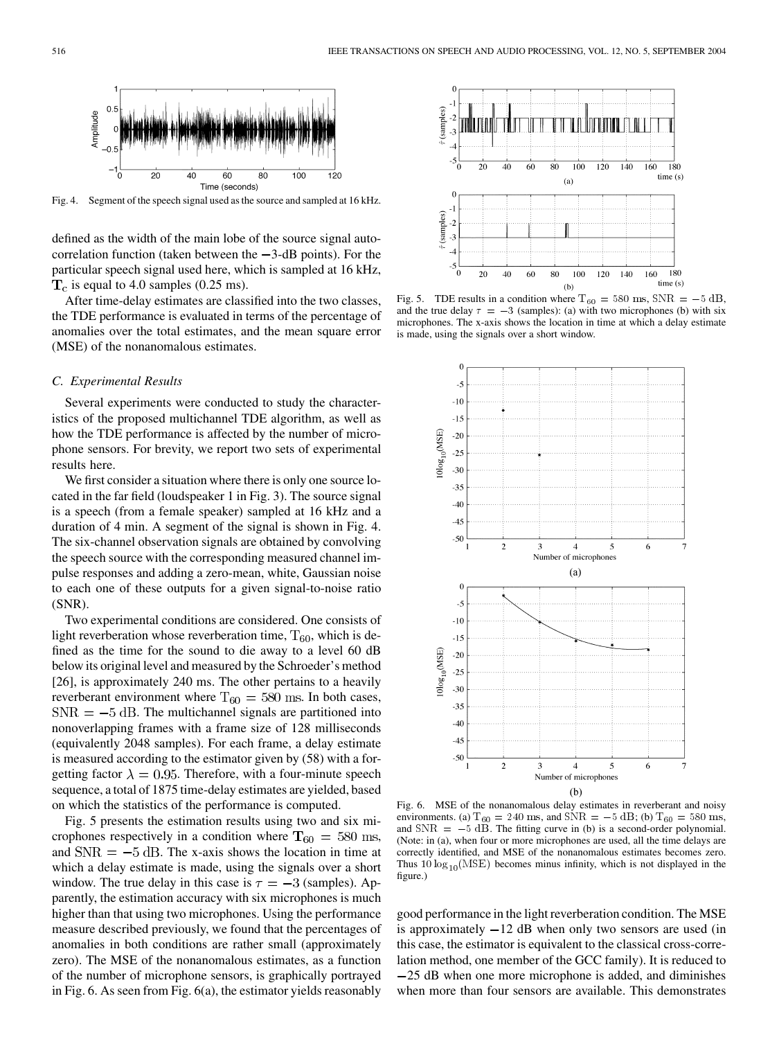Fig. 4. Segment of the speech signal used as the source and sampled at 16 kHz.

defined as the width of the main lobe of the source signal autocorrelation function (taken between the −3-dB points). For the particular speech signal used here, which is sampled at 16 kHz, $\mathbf{T}_c$ is equal to 4.0 samples (0.25 ms).

After time-delay estimates are classified into the two classes, the TDE performance is evaluated in terms of the percentage of anomalies over the total estimates, and the mean square error (MSE) of the nonanomalous estimates.

### C. Experimental Results

Several experiments were conducted to study the characteristics of the proposed multichannel TDE algorithm, as well as how the TDE performance is affected by the number of microphone sensors. For brevity, we report two sets of experimental results here.

We first consider a situation where there is only one source located in the far field (loudspeaker 1 in Fig. 3). The source signal is a speech (from a female speaker) sampled at 16 kHz and a duration of 4 min. A segment of the signal is shown in Fig. 4. The six-channel observation signals are obtained by convolving the speech source with the corresponding measured channel impulse responses and adding a zero-mean, white, Gaussian noise to each one of these outputs for a given signal-to-noise ratio (SNR).

Two experimental conditions are considered. One consists of light reverberation whose reverberation time, $\mathrm{T}_{60}$, which is defined as the time for the sound to die away to a level 60 dB below its original level and measured by the Schroeder's method [26], is approximately 240 ms. The other pertains to a heavily reverberant environment where $\mathrm{T}_{60} = 580$ ms. In both cases, $\mathrm{SNR} = -5$ dB. The multichannel signals are partitioned into nonoverlapping frames with a frame size of 128 milliseconds (equivalently 2048 samples). For each frame, a delay estimate is measured according to the estimator given by (58) with a forgetting factor $\lambda = 0.95$. Therefore, with a four-minute speech sequence, a total of 1875 time-delay estimates are yielded, based on which the statistics of the performance is computed.

Fig. 5 presents the estimation results using two and six microphones respectively in a condition where $\mathbf{T}_{60} = 580$ ms, and $\mathrm{SNR} = -5$ dB. The x-axis shows the location in time at which a delay estimate is made, using the signals over a short window. The true delay in this case is $\tau = -3$ (samples). Apparently, the estimation accuracy with six microphones is much higher than that using two microphones. Using the performance measure described previously, we found that the percentages of anomalies in both conditions are rather small (approximately zero). The MSE of the nonanomalous estimates, as a function of the number of microphone sensors, is graphically portrayed in Fig. 6. As seen from Fig. 6(a), the estimator yields reasonably good performance in the light reverberation condition. The MSE is approximately −12 dB when only two sensors are used (in this case, the estimator is equivalent to the classical cross-correlation method, one member of the GCC family). It is reduced to −25 dB when one more microphone is added, and diminishes when more than four sensors are available. This demonstrates

Fig. 5. TDE results in a condition where $\mathrm{T}_{60} = 580$ ms, $\mathrm{SNR} = -5$ dB, and the true delay $\tau = -3$ (samples): (a) with two microphones (b) with six microphones. The x-axis shows the location in time at which a delay estimate is made, using the signals over a short window.

Fig. 6. MSE of the nonanomalous delay estimates in reverberant and noisy environments. (a) $\mathrm{T}_{60} = 240$ ms, and $\mathrm{SNR} = -5$ dB; (b) $\mathrm{T}_{60} = 580$ ms, and $\mathrm{SNR} = -5$ dB. The fitting curve in (b) is a second-order polynomial. (Note: in (a), when four or more microphones are used, all the time delays are correctly identified, and MSE of the nonanomalous estimates becomes zero. Thus $10\log_{10}(\mathrm{MSE})$ becomes minus infinity, which is not displayed in the figure.)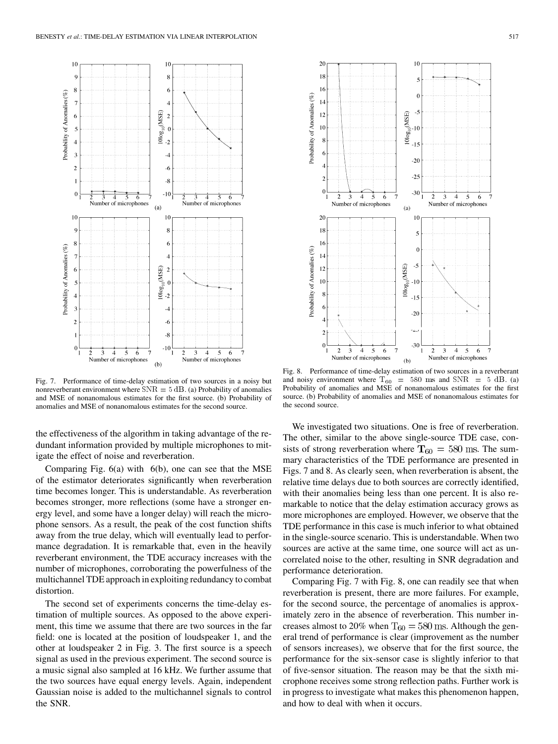Fig. 7. Performance of time-delay estimation of two sources in a noisy but nonreverberant environment where $\text{SNR} = 5\text{ dB}$. (a) Probability of anomalies and MSE of nonanomalous estimates for the first source. (b) Probability of anomalies and MSE of nonanomalous estimates for the second source.

Fig. 8. Performance of time-delay estimation of two sources in a reverberant and noisy environment where $T_{60} = 580$ ms and $\text{SNR} = 5$ dB. (a) Probability of anomalies and MSE of nonanomalous estimates for the first source. (b) Probability of anomalies and MSE of nonanomalous estimates for the second source.

the effectiveness of the algorithm in taking advantage of the redundant information provided by multiple microphones to mitigate the effect of noise and reverberation.

Comparing Fig. 6(a) with 6(b), one can see that the MSE of the estimator deteriorates significantly when reverberation time becomes longer. This is understandable. As reverberation becomes stronger, more reflections (some have a stronger energy level, and some have a longer delay) will reach the microphone sensors. As a result, the peak of the cost function shifts away from the true delay, which will eventually lead to performance degradation. It is remarkable that, even in the heavily reverberant environment, the TDE accuracy increases with the number of microphones, corroborating the powerfulness of the multichannel TDE approach in exploiting redundancy to combat distortion.

The second set of experiments concerns the time-delay estimation of multiple sources. As opposed to the above experiment, this time we assume that there are two sources in the far field: one is located at the position of loudspeaker 1, and the other at loudspeaker 2 in Fig. 3. The first source is a speech signal as used in the previous experiment. The second source is a music signal also sampled at 16 kHz. We further assume that the two sources have equal energy levels. Again, independent Gaussian noise is added to the multichannel signals to control the SNR.

We investigated two situations. One is free of reverberation. The other, similar to the above single-source TDE case, consists of strong reverberation where $\mathbf{T}_{60} = 580$ ms. The summary characteristics of the TDE performance are presented in Figs. 7 and 8. As clearly seen, when reverberation is absent, the relative time delays due to both sources are correctly identified, with their anomalies being less than one percent. It is also remarkable to notice that the delay estimation accuracy grows as more microphones are employed. However, we observe that the TDE performance in this case is much inferior to what obtained in the single-source scenario. This is understandable. When two sources are active at the same time, one source will act as uncorrelated noise to the other, resulting in SNR degradation and performance deterioration.

Comparing Fig. 7 with Fig. 8, one can readily see that when reverberation is present, there are more failures. For example, for the second source, the percentage of anomalies is approximately zero in the absence of reverberation. This number increases almost to 20% when $T_{60} = 580$ ms. Although the general trend of performance is clear (improvement as the number of sensors increases), we observe that for the first source, the performance for the six-sensor case is slightly inferior to that of five-sensor situation. The reason may be that the sixth microphone receives some strong reflection paths. Further work is in progress to investigate what makes this phenomenon happen, and how to deal with when it occurs.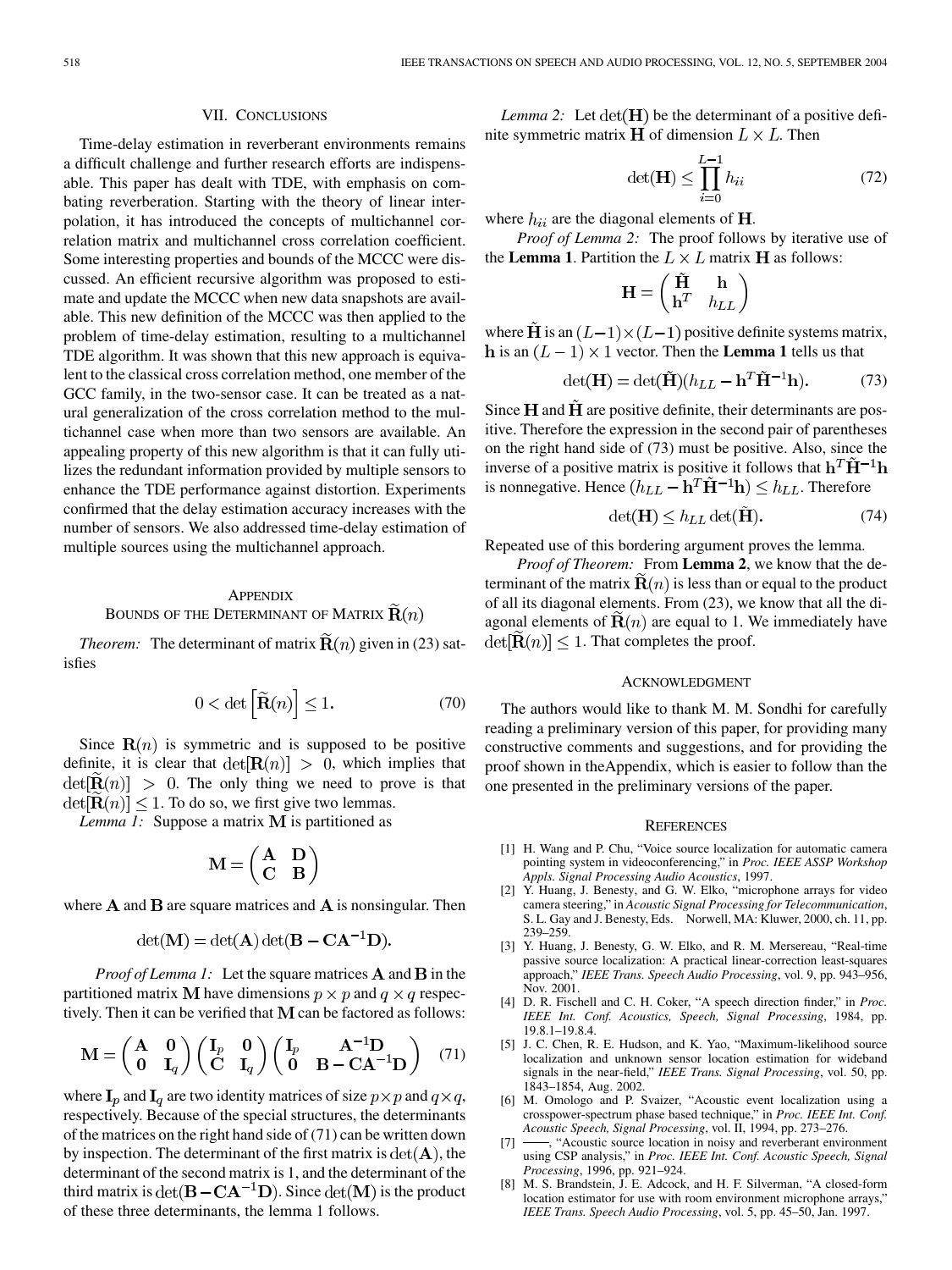## VII. Conclusions

Time-delay estimation in reverberant environments remains a difficult challenge and further research efforts are indispensable. This paper has dealt with TDE, with emphasis on combating reverberation. Starting with the theory of linear interpolation, it has introduced the concepts of multichannel correlation matrix and multichannel cross correlation coefficient. Some interesting properties and bounds of the MCCC were discussed. An efficient recursive algorithm was proposed to estimate and update the MCCC when new data snapshots are available. This new definition of the MCCC was then applied to the problem of time-delay estimation, resulting to a multichannel TDE algorithm. It was shown that this new approach is equivalent to the classical cross correlation method, one member of the GCC family, in the two-sensor case. It can be treated as a natural generalization of the cross correlation method to the multichannel case when more than two sensors are available. An appealing property of this new algorithm is that it can fully utilizes the redundant information provided by multiple sensors to enhance the TDE performance against distortion. Experiments confirmed that the delay estimation accuracy increases with the number of sensors. We also addressed time-delay estimation of multiple sources using the multichannel approach.

## Appendix
### Bounds of the Determinant of Matrix $\widetilde{\mathbf{R}}(n)$

*Theorem:* The determinant of matrix $\widetilde{\mathbf{R}}(n)$ given in (23) satisfies

$$0 < \det\left[\widetilde{\mathbf{R}}(n)\right] \leq 1. \tag{70}$$

Since $\mathbf{R}(n)$ is symmetric and is supposed to be positive definite, it is clear that $\det[\mathbf{R}(n)] > 0$, which implies that $\det[\widetilde{\mathbf{R}}(n)] > 0$. The only thing we need to prove is that $\det[\widetilde{\mathbf{R}}(n)] \leq 1$. To do so, we first give two lemmas.

*Lemma 1:* Suppose a matrix $\mathbf{M}$ is partitioned as

$$\mathbf{M} = \begin{pmatrix} \mathbf{A} & \mathbf{D} \\ \mathbf{C} & \mathbf{B} \end{pmatrix}$$

where $\mathbf{A}$ and $\mathbf{B}$ are square matrices and $\mathbf{A}$ is nonsingular. Then

$$\det(\mathbf{M}) = \det(\mathbf{A})\det(\mathbf{B} - \mathbf{C}\mathbf{A}^{-1}\mathbf{D}).$$

*Proof of Lemma 1:* Let the square matrices $\mathbf{A}$ and $\mathbf{B}$ in the partitioned matrix $\mathbf{M}$ have dimensions $p \times p$ and $q \times q$ respectively. Then it can be verified that $\mathbf{M}$ can be factored as follows:

$$\mathbf{M} = \begin{pmatrix} \mathbf{A} & \mathbf{0} \\ \mathbf{0} & \mathbf{I}_q \end{pmatrix} \begin{pmatrix} \mathbf{I}_p & \mathbf{0} \\ \mathbf{C} & \mathbf{I}_q \end{pmatrix} \begin{pmatrix} \mathbf{I}_p & \mathbf{A}^{-1}\mathbf{D} \\ \mathbf{0} & \mathbf{B} - \mathbf{C}\mathbf{A}^{-1}\mathbf{D} \end{pmatrix} \tag{71}$$

where $\mathbf{I}_p$ and $\mathbf{I}_q$ are two identity matrices of size $p \times p$ and $q \times q$, respectively. Because of the special structures, the determinants of the matrices on the right hand side of (71) can be written down by inspection. The determinant of the first matrix is $\det(\mathbf{A})$, the determinant of the second matrix is 1, and the determinant of the third matrix is $\det(\mathbf{B} - \mathbf{C}\mathbf{A}^{-1}\mathbf{D})$. Since $\det(\mathbf{M})$ is the product of these three determinants, the lemma 1 follows.

*Lemma 2:* Let $\det(\mathbf{H})$ be the determinant of a positive definite symmetric matrix $\mathbf{H}$ of dimension $L \times L$. Then

$$\det(\mathbf{H}) \leq \prod_{i=0}^{L-1} h_{ii} \tag{72}$$

where $h_{ii}$ are the diagonal elements of $\mathbf{H}$.

*Proof of Lemma 2:* The proof follows by iterative use of the **Lemma 1**. Partition the $L \times L$ matrix $\mathbf{H}$ as follows:

$$\mathbf{H} = \begin{pmatrix} \tilde{\mathbf{H}} & \mathbf{h} \\ \mathbf{h}^T & h_{LL} \end{pmatrix}$$

where $\tilde{\mathbf{H}}$ is an $(L-1) \times (L-1)$ positive definite systems matrix, $\mathbf{h}$ is an $(L-1) \times 1$ vector. Then the **Lemma 1** tells us that

$$\det(\mathbf{H}) = \det(\tilde{\mathbf{H}})(h_{LL} - \mathbf{h}^T\tilde{\mathbf{H}}^{-1}\mathbf{h}). \tag{73}$$

Since $\mathbf{H}$ and $\tilde{\mathbf{H}}$ are positive definite, their determinants are positive. Therefore the expression in the second pair of parentheses on the right hand side of (73) must be positive. Also, since the inverse of a positive matrix is positive it follows that $\mathbf{h}^T\tilde{\mathbf{H}}^{-1}\mathbf{h}$ is nonnegative. Hence $(h_{LL} - \mathbf{h}^T\tilde{\mathbf{H}}^{-1}\mathbf{h}) \leq h_{LL}$. Therefore

$$\det(\mathbf{H}) \leq h_{LL}\det(\tilde{\mathbf{H}}). \tag{74}$$

Repeated use of this bordering argument proves the lemma.

*Proof of Theorem:* From **Lemma 2**, we know that the determinant of the matrix $\widetilde{\mathbf{R}}(n)$ is less than or equal to the product of all its diagonal elements. From (23), we know that all the diagonal elements of $\widetilde{\mathbf{R}}(n)$ are equal to 1. We immediately have $\det[\widetilde{\mathbf{R}}(n)] \leq 1$. That completes the proof.

## Acknowledgment

The authors would like to thank M. M. Sondhi for carefully reading a preliminary version of this paper, for providing many constructive comments and suggestions, and for providing the proof shown in theAppendix, which is easier to follow than the one presented in the preliminary versions of the paper.

## References

[1] H. Wang and P. Chu, "Voice source localization for automatic camera pointing system in videoconferencing," in *Proc. IEEE ASSP Workshop Appls. Signal Processing Audio Acoustics*, 1997.

[2] Y. Huang, J. Benesty, and G. W. Elko, "microphone arrays for video camera steering," in *Acoustic Signal Processing for Telecommunication*, S. L. Gay and J. Benesty, Eds. Norwell, MA: Kluwer, 2000, ch. 11, pp. 239–259.

[3] Y. Huang, J. Benesty, G. W. Elko, and R. M. Mersereau, "Real-time passive source localization: A practical linear-correction least-squares approach," *IEEE Trans. Speech Audio Processing*, vol. 9, pp. 943–956, Nov. 2001.

[4] D. R. Fischell and C. H. Coker, "A speech direction finder," in *Proc. IEEE Int. Conf. Acoustics, Speech, Signal Processing*, 1984, pp. 19.8.1–19.8.4.

[5] J. C. Chen, R. E. Hudson, and K. Yao, "Maximum-likelihood source localization and unknown sensor location estimation for wideband signals in the near-field," *IEEE Trans. Signal Processing*, vol. 50, pp. 1843–1854, Aug. 2002.

[6] M. Omologo and P. Svaizer, "Acoustic event localization using a crosspower-spectrum phase based technique," in *Proc. IEEE Int. Conf. Acoustic Speech, Signal Processing*, vol. II, 1994, pp. 273–276.

[7] ——, "Acoustic source location in noisy and reverberant environment using CSP analysis," in *Proc. IEEE Int. Conf. Acoustic Speech, Signal Processing*, 1996, pp. 921–924.

[8] M. S. Brandstein, J. E. Adcock, and H. F. Silverman, "A closed-form location estimator for use with room environment microphone arrays," *IEEE Trans. Speech Audio Processing*, vol. 5, pp. 45–50, Jan. 1997.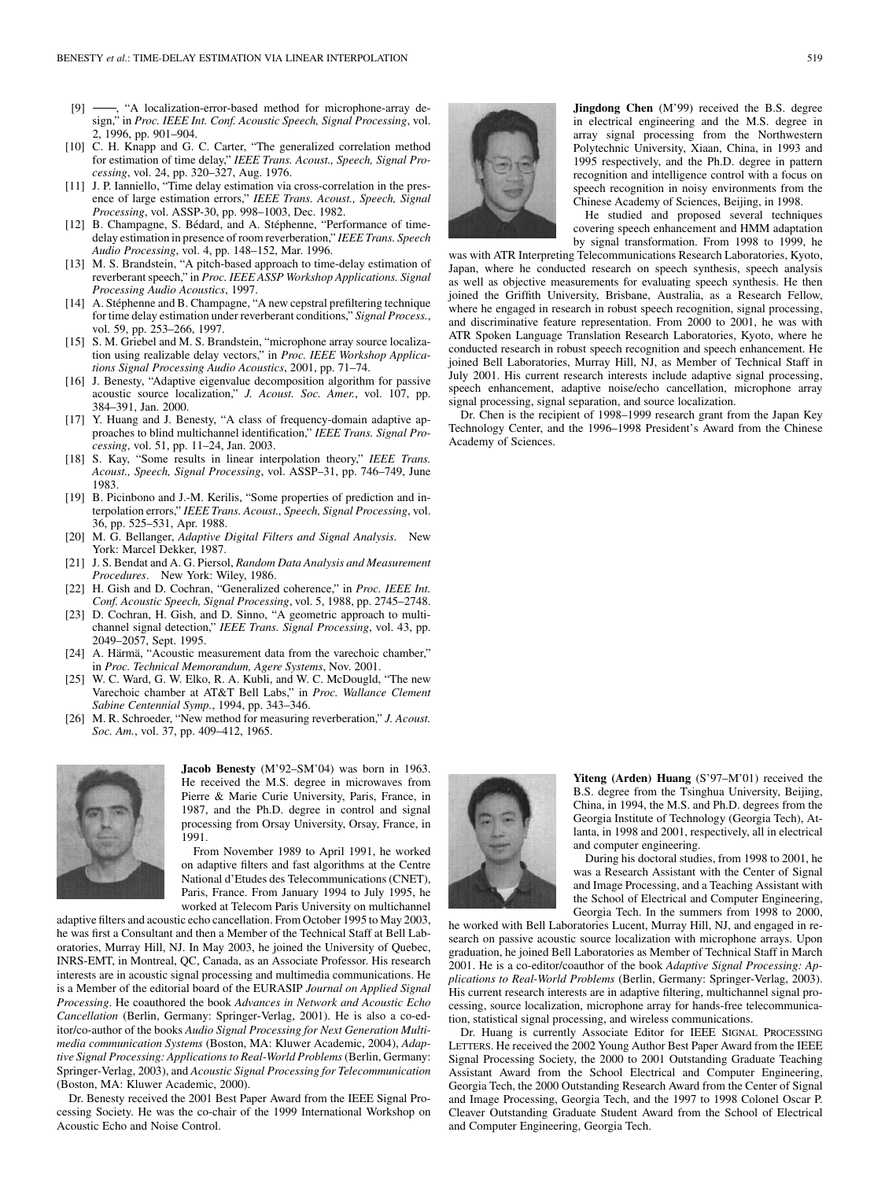[9] ——, "A localization-error-based method for microphone-array design," in *Proc. IEEE Int. Conf. Acoustic Speech, Signal Processing*, vol. 2, 1996, pp. 901–904.

[10] C. H. Knapp and G. C. Carter, "The generalized correlation method for estimation of time delay," *IEEE Trans. Acoust., Speech, Signal Processing*, vol. 24, pp. 320–327, Aug. 1976.

[11] J. P. Ianniello, "Time delay estimation via cross-correlation in the presence of large estimation errors," *IEEE Trans. Acoust., Speech, Signal Processing*, vol. ASSP-30, pp. 998–1003, Dec. 1982.

[12] B. Champagne, S. Bédard, and A. Stéphenne, "Performance of time-delay estimation in presence of room reverberation," *IEEE Trans. Speech Audio Processing*, vol. 4, pp. 148–152, Mar. 1996.

[13] M. S. Brandstein, "A pitch-based approach to time-delay estimation of reverberant speech," in *Proc. IEEE ASSP Workshop Applications. Signal Processing Audio Acoustics*, 1997.

[14] A. Stéphenne and B. Champagne, "A new cepstral prefiltering technique for time delay estimation under reverberant conditions," *Signal Process.*, vol. 59, pp. 253–266, 1997.

[15] S. M. Griebel and M. S. Brandstein, "microphone array source localization using realizable delay vectors," in *Proc. IEEE Workshop Applications Signal Processing Audio Acoustics*, 2001, pp. 71–74.

[16] J. Benesty, "Adaptive eigenvalue decomposition algorithm for passive acoustic source localization," *J. Acoust. Soc. Amer.*, vol. 107, pp. 384–391, Jan. 2000.

[17] Y. Huang and J. Benesty, "A class of frequency-domain adaptive approaches to blind multichannel identification," *IEEE Trans. Signal Processing*, vol. 51, pp. 11–24, Jan. 2003.

[18] S. Kay, "Some results in linear interpolation theory," *IEEE Trans. Acoust., Speech, Signal Processing*, vol. ASSP–31, pp. 746–749, June 1983.

[19] B. Picinbono and J.-M. Kerilis, "Some properties of prediction and interpolation errors," *IEEE Trans. Acoust., Speech, Signal Processing*, vol. 36, pp. 525–531, Apr. 1988.

[20] M. G. Bellanger, *Adaptive Digital Filters and Signal Analysis*. New York: Marcel Dekker, 1987.

[21] J. S. Bendat and A. G. Piersol, *Random Data Analysis and Measurement Procedures*. New York: Wiley, 1986.

[22] H. Gish and D. Cochran, "Generalized coherence," in *Proc. IEEE Int. Conf. Acoustic Speech, Signal Processing*, vol. 5, 1988, pp. 2745–2748.

[23] D. Cochran, H. Gish, and D. Sinno, "A geometric approach to multichannel signal detection," *IEEE Trans. Signal Processing*, vol. 43, pp. 2049–2057, Sept. 1995.

[24] A. Härmä, "Acoustic measurement data from the varechoic chamber," in *Proc. Technical Memorandum, Agere Systems*, Nov. 2001.

[25] W. C. Ward, G. W. Elko, R. A. Kubli, and W. C. McDougld, "The new Varechoic chamber at AT&T Bell Labs," in *Proc. Wallance Clement Sabine Centennial Symp.*, 1994, pp. 343–346.

[26] M. R. Schroeder, "New method for measuring reverberation," *J. Acoust. Soc. Am.*, vol. 37, pp. 409–412, 1965.

**Jacob Benesty** (M'92–SM'04) was born in 1963. He received the M.S. degree in microwaves from Pierre & Marie Curie University, Paris, France, in 1987, and the Ph.D. degree in control and signal processing from Orsay University, Orsay, France, in 1991.

From November 1989 to April 1991, he worked on adaptive filters and fast algorithms at the Centre National d'Etudes des Telecommunications (CNET), Paris, France. From January 1994 to July 1995, he worked at Telecom Paris University on multichannel adaptive filters and acoustic echo cancellation. From October 1995 to May 2003, he was first a Consultant and then a Member of the Technical Staff at Bell Laboratories, Murray Hill, NJ. In May 2003, he joined the University of Quebec, INRS-EMT, in Montreal, QC, Canada, as an Associate Professor. His research interests are in acoustic signal processing and multimedia communications. He is a Member of the editorial board of the EURASIP *Journal on Applied Signal Processing*. He coauthored the book *Advances in Network and Acoustic Echo Cancellation* (Berlin, Germany: Springer-Verlag, 2001). He is also a co-editor/co-author of the books *Audio Signal Processing for Next Generation Multimedia communication Systems* (Boston, MA: Kluwer Academic, 2004), *Adaptive Signal Processing: Applications to Real-World Problems* (Berlin, Germany: Springer-Verlag, 2003), and *Acoustic Signal Processing for Telecommunication* (Boston, MA: Kluwer Academic, 2000).

Dr. Benesty received the 2001 Best Paper Award from the IEEE Signal Processing Society. He was the co-chair of the 1999 International Workshop on Acoustic Echo and Noise Control.

**Jingdong Chen** (M'99) received the B.S. degree in electrical engineering and the M.S. degree in array signal processing from the Northwestern Polytechnic University, Xiaan, China, in 1993 and 1995 respectively, and the Ph.D. degree in pattern recognition and intelligence control with a focus on speech recognition in noisy environments from the Chinese Academy of Sciences, Beijing, in 1998.

He studied and proposed several techniques covering speech enhancement and HMM adaptation by signal transformation. From 1998 to 1999, he was with ATR Interpreting Telecommunications Research Laboratories, Kyoto, Japan, where he conducted research on speech synthesis, speech analysis as well as objective measurements for evaluating speech synthesis. He then joined the Griffith University, Brisbane, Australia, as a Research Fellow, where he engaged in research in robust speech recognition, signal processing, and discriminative feature representation. From 2000 to 2001, he was with ATR Spoken Language Translation Research Laboratories, Kyoto, where he conducted research in robust speech recognition and speech enhancement. He joined Bell Laboratories, Murray Hill, NJ, as Member of Technical Staff in July 2001. His current research interests include adaptive signal processing, speech enhancement, adaptive noise/echo cancellation, microphone array signal processing, signal separation, and source localization.

Dr. Chen is the recipient of 1998–1999 research grant from the Japan Key Technology Center, and the 1996–1998 President's Award from the Chinese Academy of Sciences.

**Yiteng (Arden) Huang** (S'97–M'01) received the B.S. degree from the Tsinghua University, Beijing, China, in 1994, the M.S. and Ph.D. degrees from the Georgia Institute of Technology (Georgia Tech), Atlanta, in 1998 and 2001, respectively, all in electrical and computer engineering.

During his doctoral studies, from 1998 to 2001, he was a Research Assistant with the Center of Signal and Image Processing, and a Teaching Assistant with the School of Electrical and Computer Engineering, Georgia Tech. In the summers from 1998 to 2000, he worked with Bell Laboratories Lucent, Murray Hill, NJ, and engaged in research on passive acoustic source localization with microphone arrays. Upon graduation, he joined Bell Laboratories as Member of Technical Staff in March 2001. He is a co-editor/coauthor of the book *Adaptive Signal Processing: Applications to Real-World Problems* (Berlin, Germany: Springer-Verlag, 2003). His current research interests are in adaptive filtering, multichannel signal processing, source localization, microphone array for hands-free telecommunication, statistical signal processing, and wireless communications.

Dr. Huang is currently Associate Editor for IEEE SIGNAL PROCESSING LETTERS. He received the 2002 Young Author Best Paper Award from the IEEE Signal Processing Society, the 2000 to 2001 Outstanding Graduate Teaching Assistant Award from the School Electrical and Computer Engineering, Georgia Tech, the 2000 Outstanding Research Award from the Center of Signal and Image Processing, Georgia Tech, and the 1997 to 1998 Colonel Oscar P. Cleaver Outstanding Graduate Student Award from the School of Electrical and Computer Engineering, Georgia Tech.